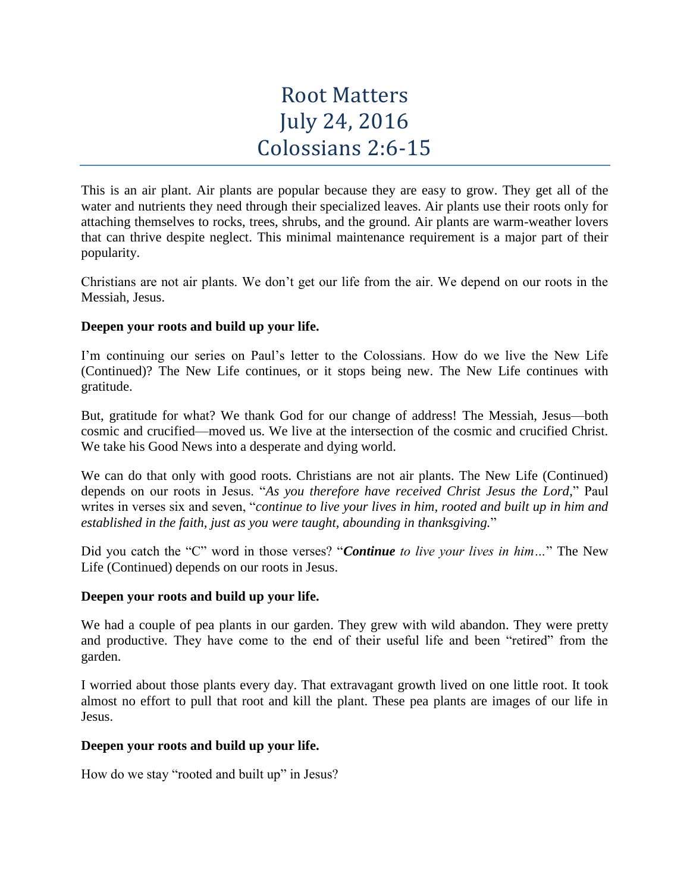# Root Matters
# July 24, 2016
# Colossians 2:6-15

This is an air plant. Air plants are popular because they are easy to grow. They get all of the water and nutrients they need through their specialized leaves. Air plants use their roots only for attaching themselves to rocks, trees, shrubs, and the ground. Air plants are warm-weather lovers that can thrive despite neglect. This minimal maintenance requirement is a major part of their popularity.

Christians are not air plants. We don't get our life from the air. We depend on our roots in the Messiah, Jesus.

**Deepen your roots and build up your life.**

I'm continuing our series on Paul's letter to the Colossians. How do we live the New Life (Continued)? The New Life continues, or it stops being new. The New Life continues with gratitude.

But, gratitude for what? We thank God for our change of address! The Messiah, Jesus—both cosmic and crucified—moved us. We live at the intersection of the cosmic and crucified Christ. We take his Good News into a desperate and dying world.

We can do that only with good roots. Christians are not air plants. The New Life (Continued) depends on our roots in Jesus. "*As you therefore have received Christ Jesus the Lord*," Paul writes in verses six and seven, "*continue to live your lives in him, rooted and built up in him and established in the faith, just as you were taught, abounding in thanksgiving.*"

Did you catch the "C" word in those verses? "***Continue*** *to live your lives in him…*" The New Life (Continued) depends on our roots in Jesus.

**Deepen your roots and build up your life.**

We had a couple of pea plants in our garden. They grew with wild abandon. They were pretty and productive. They have come to the end of their useful life and been "retired" from the garden.

I worried about those plants every day. That extravagant growth lived on one little root. It took almost no effort to pull that root and kill the plant. These pea plants are images of our life in Jesus.

**Deepen your roots and build up your life.**

How do we stay "rooted and built up" in Jesus?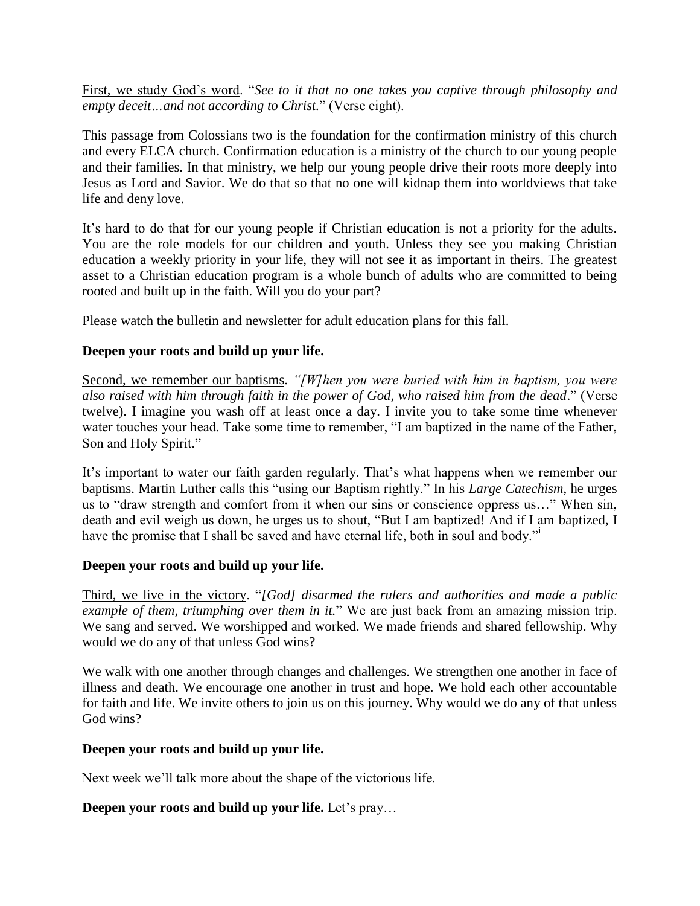<u>First, we study God's word</u>. "*See to it that no one takes you captive through philosophy and empty deceit…and not according to Christ.*" (Verse eight).

This passage from Colossians two is the foundation for the confirmation ministry of this church and every ELCA church. Confirmation education is a ministry of the church to our young people and their families. In that ministry, we help our young people drive their roots more deeply into Jesus as Lord and Savior. We do that so that no one will kidnap them into worldviews that take life and deny love.

It's hard to do that for our young people if Christian education is not a priority for the adults. You are the role models for our children and youth. Unless they see you making Christian education a weekly priority in your life, they will not see it as important in theirs. The greatest asset to a Christian education program is a whole bunch of adults who are committed to being rooted and built up in the faith. Will you do your part?

Please watch the bulletin and newsletter for adult education plans for this fall.

**Deepen your roots and build up your life.**

<u>Second, we remember our baptisms</u>. *"[W]hen you were buried with him in baptism, you were also raised with him through faith in the power of God, who raised him from the dead*." (Verse twelve). I imagine you wash off at least once a day. I invite you to take some time whenever water touches your head. Take some time to remember, "I am baptized in the name of the Father, Son and Holy Spirit."

It's important to water our faith garden regularly. That's what happens when we remember our baptisms. Martin Luther calls this "using our Baptism rightly." In his *Large Catechism*, he urges us to "draw strength and comfort from it when our sins or conscience oppress us…" When sin, death and evil weigh us down, he urges us to shout, "But I am baptized! And if I am baptized, I have the promise that I shall be saved and have eternal life, both in soul and body."[i]

**Deepen your roots and build up your life.**

<u>Third, we live in the victory</u>. "*[God] disarmed the rulers and authorities and made a public example of them, triumphing over them in it.*" We are just back from an amazing mission trip. We sang and served. We worshipped and worked. We made friends and shared fellowship. Why would we do any of that unless God wins?

We walk with one another through changes and challenges. We strengthen one another in face of illness and death. We encourage one another in trust and hope. We hold each other accountable for faith and life. We invite others to join us on this journey. Why would we do any of that unless God wins?

**Deepen your roots and build up your life.**

Next week we'll talk more about the shape of the victorious life.

**Deepen your roots and build up your life.** Let's pray…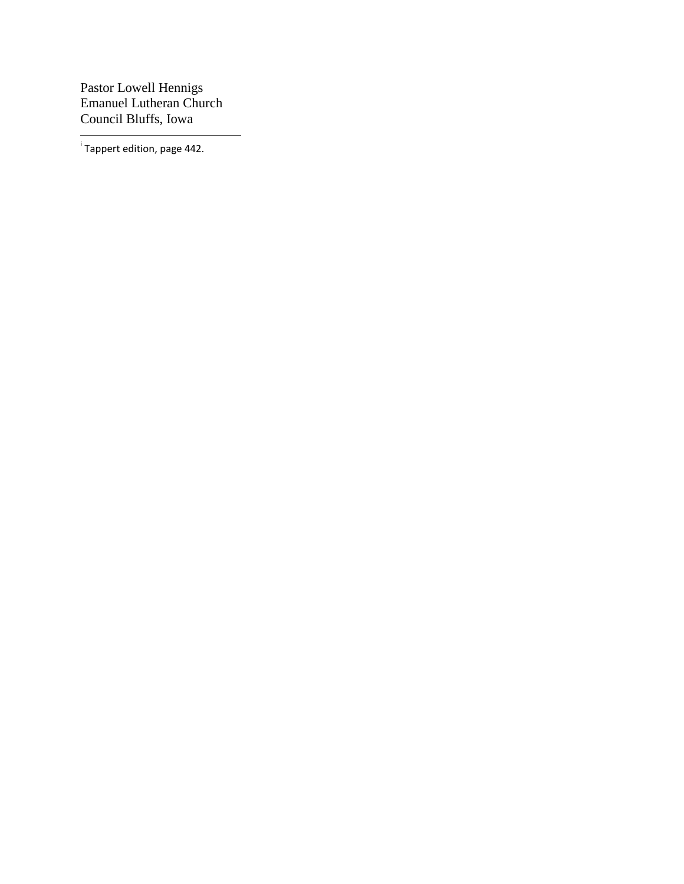Pastor Lowell Hennigs
Emanuel Lutheran Church
Council Bluffs, Iowa

---

[i] Tappert edition, page 442.